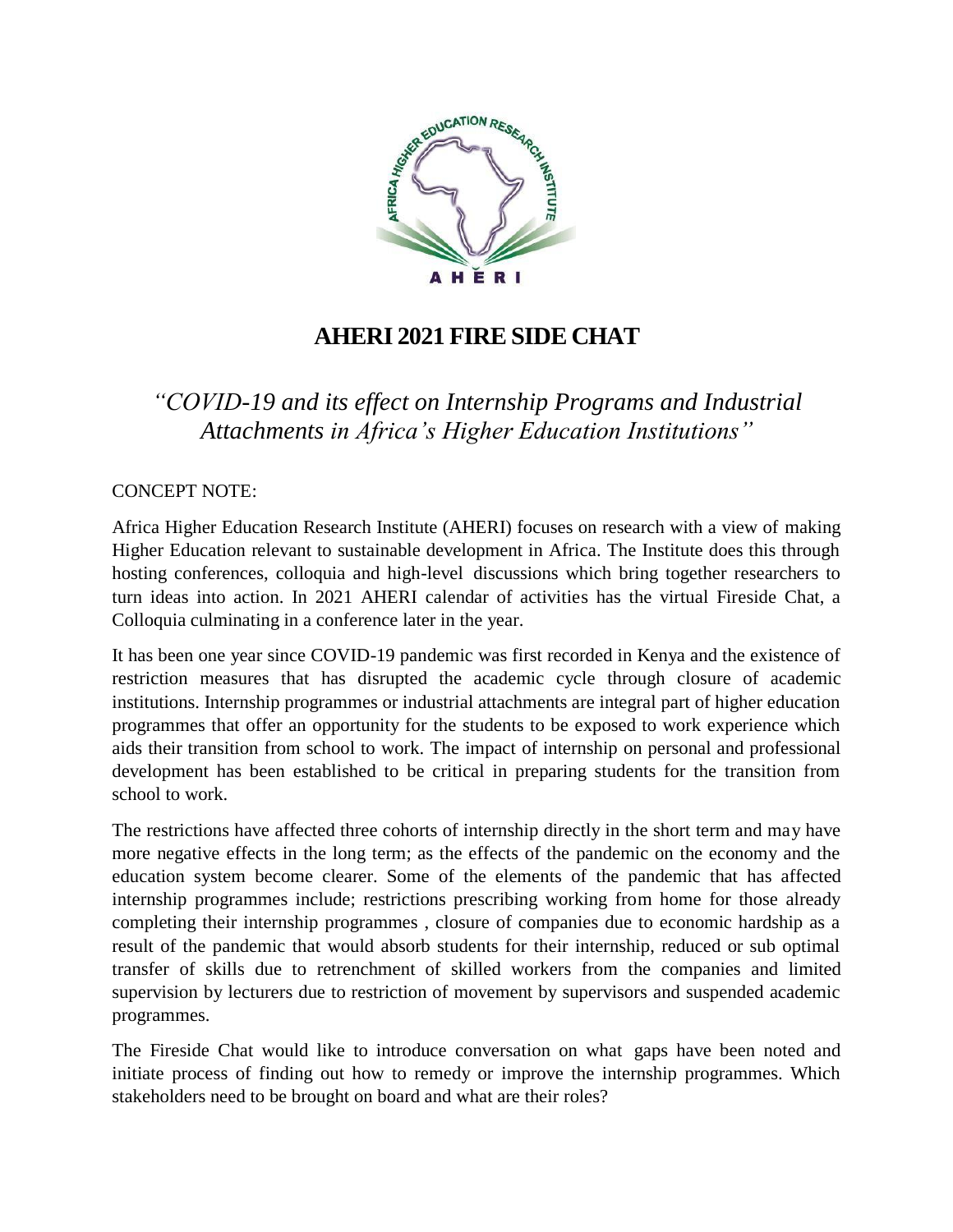# AHERI 2021 FIRE SIDE CHAT

## *"COVID-19 and its effect on Internship Programs and Industrial Attachments in Africa's Higher Education Institutions"*

CONCEPT NOTE:

Africa Higher Education Research Institute (AHERI) focuses on research with a view of making Higher Education relevant to sustainable development in Africa. The Institute does this through hosting conferences, colloquia and high-level discussions which bring together researchers to turn ideas into action. In 2021 AHERI calendar of activities has the virtual Fireside Chat, a Colloquia culminating in a conference later in the year.

It has been one year since COVID-19 pandemic was first recorded in Kenya and the existence of restriction measures that has disrupted the academic cycle through closure of academic institutions. Internship programmes or industrial attachments are integral part of higher education programmes that offer an opportunity for the students to be exposed to work experience which aids their transition from school to work. The impact of internship on personal and professional development has been established to be critical in preparing students for the transition from school to work.

The restrictions have affected three cohorts of internship directly in the short term and may have more negative effects in the long term; as the effects of the pandemic on the economy and the education system become clearer. Some of the elements of the pandemic that has affected internship programmes include; restrictions prescribing working from home for those already completing their internship programmes , closure of companies due to economic hardship as a result of the pandemic that would absorb students for their internship, reduced or sub optimal transfer of skills due to retrenchment of skilled workers from the companies and limited supervision by lecturers due to restriction of movement by supervisors and suspended academic programmes.

The Fireside Chat would like to introduce conversation on what gaps have been noted and initiate process of finding out how to remedy or improve the internship programmes. Which stakeholders need to be brought on board and what are their roles?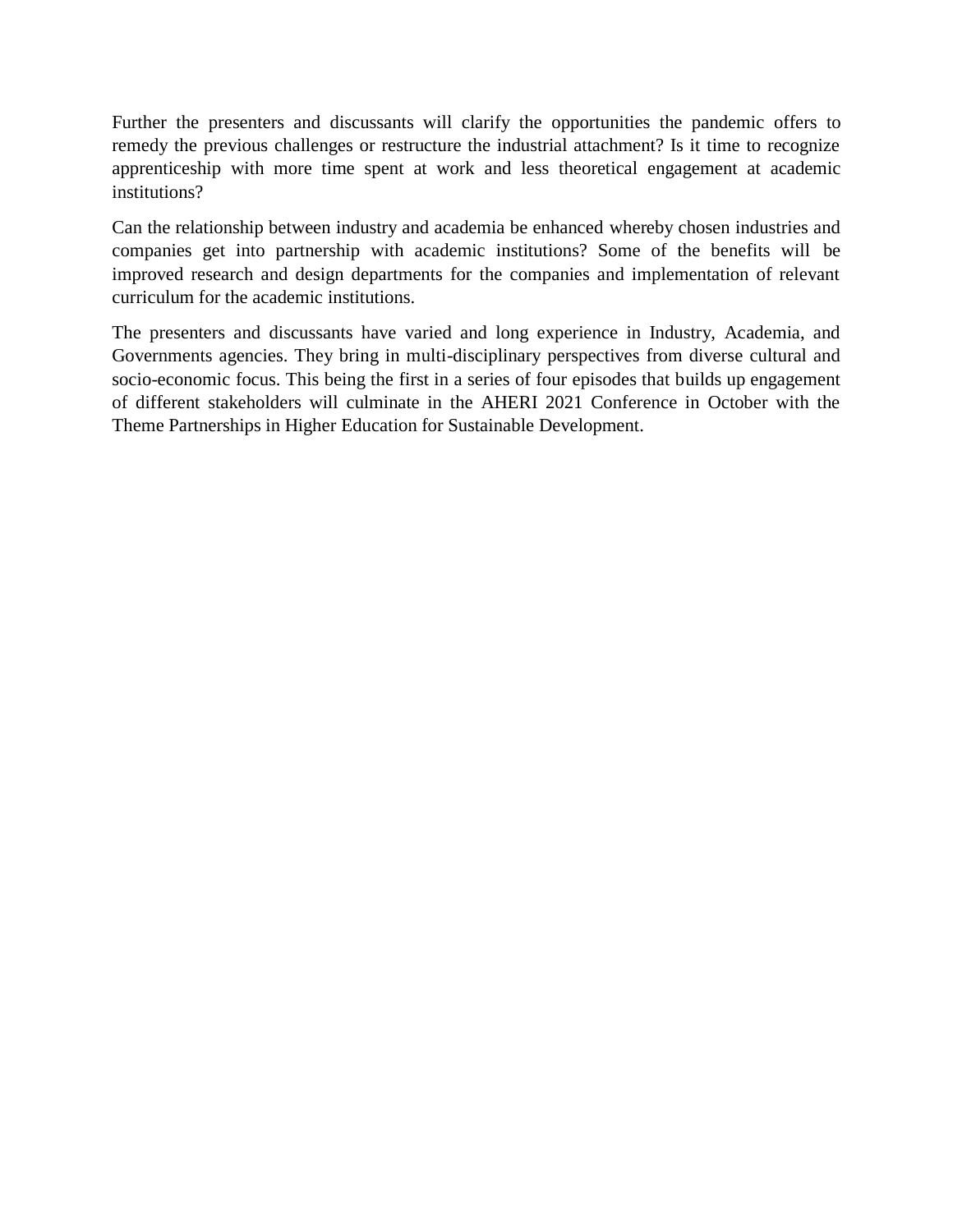Further the presenters and discussants will clarify the opportunities the pandemic offers to remedy the previous challenges or restructure the industrial attachment? Is it time to recognize apprenticeship with more time spent at work and less theoretical engagement at academic institutions?

Can the relationship between industry and academia be enhanced whereby chosen industries and companies get into partnership with academic institutions? Some of the benefits will be improved research and design departments for the companies and implementation of relevant curriculum for the academic institutions.

The presenters and discussants have varied and long experience in Industry, Academia, and Governments agencies. They bring in multi-disciplinary perspectives from diverse cultural and socio-economic focus. This being the first in a series of four episodes that builds up engagement of different stakeholders will culminate in the AHERI 2021 Conference in October with the Theme Partnerships in Higher Education for Sustainable Development.